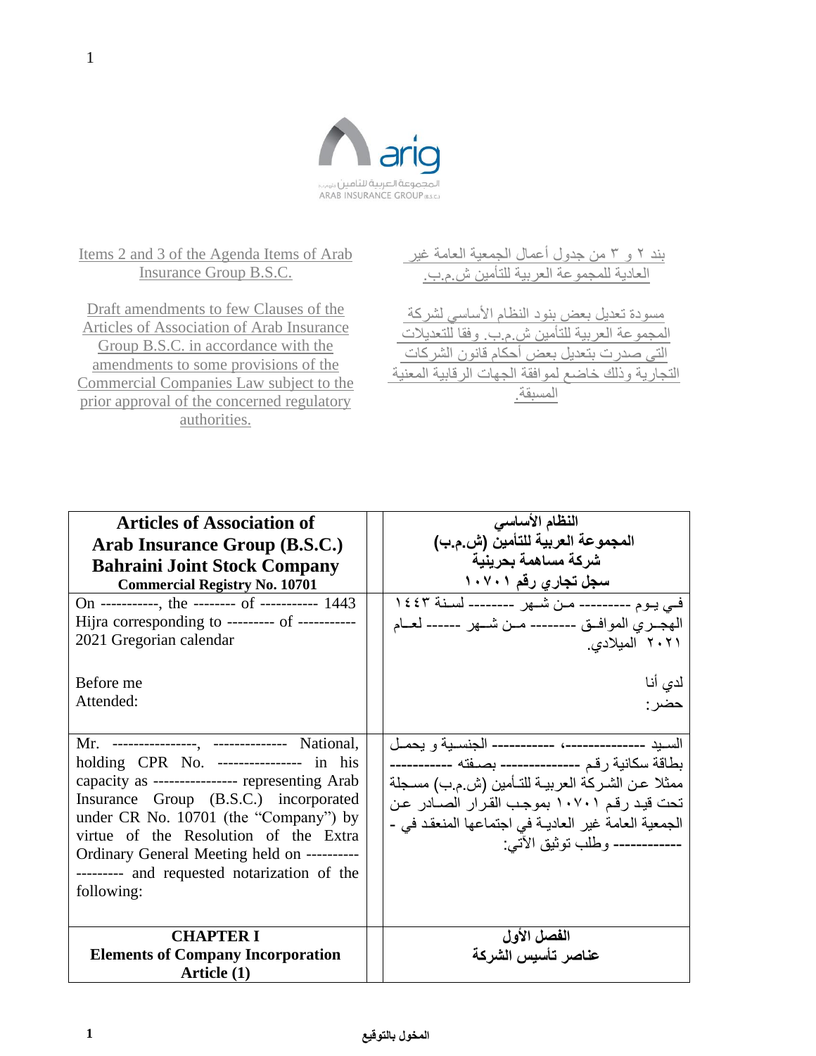| Items 2 and 3 of the Agenda Items of Arab Insurance Group B.S.C. | بند ٢ و ٣ من جدول أعمال الجمعية العامة غير العادية للمجموعة العربية للتأمين ش.م.ب. |
| --- | --- |
| Draft amendments to few Clauses of the Articles of Association of Arab Insurance Group B.S.C. in accordance with the amendments to some provisions of the Commercial Companies Law subject to the prior approval of the concerned regulatory authorities. | مسودة تعديل بعض بنود النظام الأساسي لشركة المجموعة العربية للتأمين ش.م.ب. وفقا للتعديلات التي صدرت بتعديل بعض أحكام قانون الشركات التجارية وذلك خاضع لموافقة الجهات الرقابية المعنية المسبقة. |

| **Articles of Association of Arab Insurance Group (B.S.C.) Bahraini Joint Stock Company Commercial Registry No. 10701** | **النظام الأساسي المجموعة العربية للتأمين (ش.م.ب) شركة مساهمة بحرينية سجل تجاري رقم ١٠٧٠١** |
| --- | --- |
| On -----------, the -------- of ----------- 1443 Hijra corresponding to --------- of ----------- 2021 Gregorian calendar<br><br>Before me<br>Attended: | في يوم --------- من شهر -------- لسنة ١٤٤٣ الهجري الموافق -------- من شهر ------ لعام ٢٠٢١ الميلادي.<br><br>لدي أنا<br>حضر: |
| Mr. ----------------, -------------- National, holding CPR No. ---------------- in his capacity as ---------------- representing Arab Insurance Group (B.S.C.) incorporated under CR No. 10701 (the "Company") by virtue of the Resolution of the Extra Ordinary General Meeting held on ------------------- and requested notarization of the following: | السيد ---------------، ----------- الجنسية و يحمل بطاقة سكانية رقم -------------- بصفته ----------- ممثلا عن الشركة العربية للتأمين (ش.م.ب) مسجلة تحت قيد رقم ١٠٧٠١ بموجب القرار الصادر عن الجمعية العامة غير العادية في اجتماعها المنعقد في -------------- وطلب توثيق الآتي: |
| **CHAPTER I**<br>**Elements of Company Incorporation**<br>**Article (1)** | **الفصل الأول**<br>**عناصر تأسيس الشركة** |

المخول بالتوقيع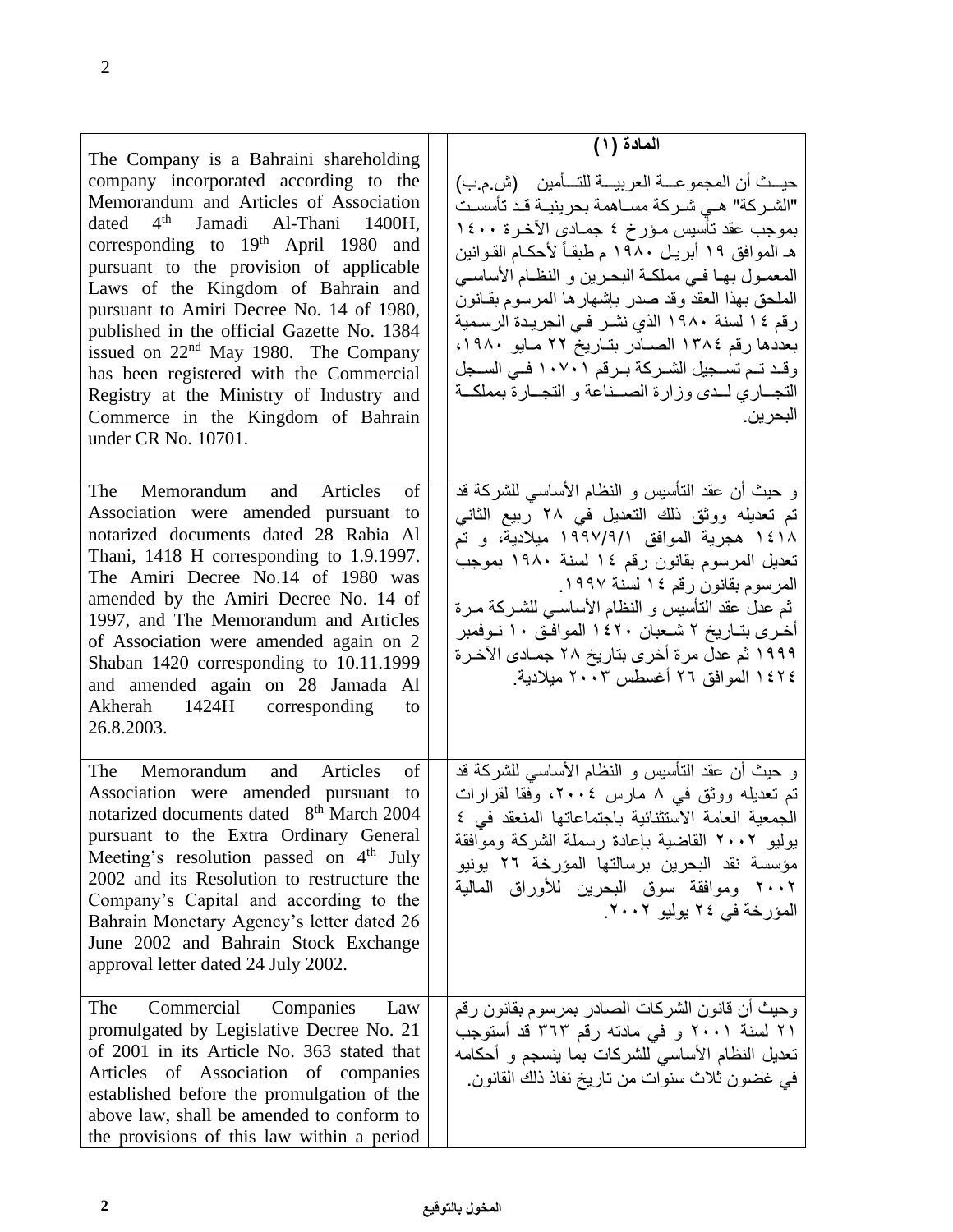| English | Arabic |
| --- | --- |
| | **المادة (١)** |
| The Company is a Bahraini shareholding company incorporated according to the Memorandum and Articles of Association dated 4th Jamadi Al-Thani 1400H, corresponding to 19th April 1980 and pursuant to the provision of applicable Laws of the Kingdom of Bahrain and pursuant to Amiri Decree No. 14 of 1980, published in the official Gazette No. 1384 issued on 22nd May 1980. The Company has been registered with the Commercial Registry at the Ministry of Industry and Commerce in the Kingdom of Bahrain under CR No. 10701. | حيث أن المجموعة العربية للتأمين (ش.م.ب) "الشركة" هي شركة مساهمة بحرينية قد تأسست بموجب عقد تأسيس مؤرخ ٤ جمادى الآخرة ١٤٠٠ هـ الموافق ١٩ أبريل ١٩٨٠ م طبقاً لأحكام القوانين المعمول بها في مملكة البحرين و النظام الأساسي الملحق بهذا العقد وقد صدر بإشهارها المرسوم بقانون رقم ١٤ لسنة ١٩٨٠ الذي نشر في الجريدة الرسمية بعددها رقم ١٣٨٤ الصادر بتاريخ ٢٢ مايو ١٩٨٠، وقد تم تسجيل الشركة برقم ١٠٧٠١ في السجل التجاري لدى وزارة الصناعة و التجارة بمملكة البحرين. |
| The Memorandum and Articles of Association were amended pursuant to notarized documents dated 28 Rabia Al Thani, 1418 H corresponding to 1.9.1997. The Amiri Decree No.14 of 1980 was amended by the Amiri Decree No. 14 of 1997, and The Memorandum and Articles of Association were amended again on 2 Shaban 1420 corresponding to 10.11.1999 and amended again on 28 Jamada Al Akherah 1424H corresponding to 26.8.2003. | و حيث أن عقد التأسيس و النظام الأساسي للشركة قد تم تعديله ووثق ذلك التعديل في ٢٨ ربيع الثاني ١٤١٨ هجرية الموافق ١٩٩٧/٩/١ ميلادية، و تم تعديل المرسوم بقانون رقم ١٤ لسنة ١٩٨٠ بموجب المرسوم بقانون رقم ١٤ لسنة ١٩٩٧. ثم عدل عقد التأسيس و النظام الأساسي للشركة مرة أخرى بتاريخ ٢ شعبان ١٤٢٠ الموافق ١٠ نوفمبر ١٩٩٩ ثم عدل مرة أخرى بتاريخ ٢٨ جمادى الآخرة ١٤٢٤ الموافق ٢٦ أغسطس ٢٠٠٣ ميلادية. |
| The Memorandum and Articles of Association were amended pursuant to notarized documents dated 8th March 2004 pursuant to the Extra Ordinary General Meeting's resolution passed on 4th July 2002 and its Resolution to restructure the Company's Capital and according to the Bahrain Monetary Agency's letter dated 26 June 2002 and Bahrain Stock Exchange approval letter dated 24 July 2002. | و حيث أن عقد التأسيس و النظام الأساسي للشركة قد تم تعديله ووثق في ٨ مارس ٢٠٠٤، وفقا لقرارات الجمعية العامة الاستثنائية باجتماعاتها المنعقد في ٤ يوليو ٢٠٠٢ القاضية بإعادة رسملة الشركة وموافقة مؤسسة نقد البحرين برسالتها المؤرخة ٢٦ يونيو ٢٠٠٢ وموافقة سوق البحرين للأوراق المالية المؤرخة في ٢٤ يوليو ٢٠٠٢. |
| The Commercial Companies Law promulgated by Legislative Decree No. 21 of 2001 in its Article No. 363 stated that Articles of Association of companies established before the promulgation of the above law, shall be amended to conform to the provisions of this law within a period | وحيث أن قانون الشركات الصادر بمرسوم بقانون رقم ٢١ لسنة ٢٠٠١ و في مادته رقم ٣٦٣ قد أستوجب تعديل النظام الأساسي للشركات بما ينسجم و أحكامه في غضون ثلاث سنوات من تاريخ نفاذ ذلك القانون. |

**المخول بالتوقيع**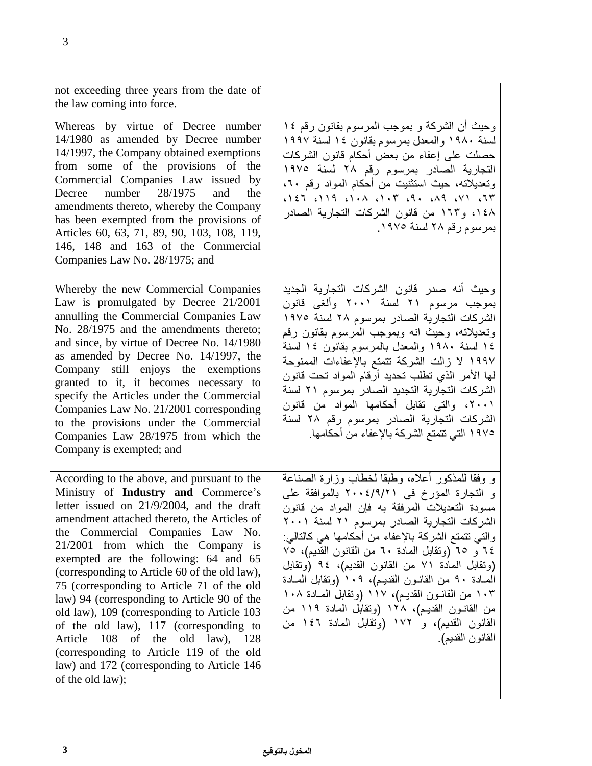| | | |
|---|---|---|
| not exceeding three years from the date of the law coming into force. | | |
| Whereas by virtue of Decree number 14/1980 as amended by Decree number 14/1997, the Company obtained exemptions from some of the provisions of the Commercial Companies Law issued by Decree number 28/1975 and the amendments thereto, whereby the Company has been exempted from the provisions of Articles 60, 63, 71, 89, 90, 103, 108, 119, 146, 148 and 163 of the Commercial Companies Law No. 28/1975; and | | وحيث أن الشركة و بموجب المرسوم بقانون رقم ١٤ لسنة ١٩٨٠ والمعدل بمرسوم بقانون ١٤ لسنة ١٩٩٧ حصلت على إعفاء من بعض أحكام قانون الشركات التجارية الصادر بمرسوم رقم ٢٨ لسنة ١٩٧٥ وتعديلاته، حيث استثنيت من أحكام المواد رقم ٦٠، ٦٣، ٧١، ٨٩، ٩٠، ١٠٣، ١٠٨، ١١٩، ١٤٦، ١٤٨، و١٦٣ من قانون الشركات التجارية الصادر بمرسوم رقم ٢٨ لسنة ١٩٧٥. |
| Whereby the new Commercial Companies Law is promulgated by Decree 21/2001 annulling the Commercial Companies Law No. 28/1975 and the amendments thereto; and since, by virtue of Decree No. 14/1980 as amended by Decree No. 14/1997, the Company still enjoys the exemptions granted to it, it becomes necessary to specify the Articles under the Commercial Companies Law No. 21/2001 corresponding to the provisions under the Commercial Companies Law 28/1975 from which the Company is exempted; and | | وحيث أنه صدر قانون الشركات التجارية الجديد بموجب مرسوم ٢١ لسنة ٢٠٠١ وألغى قانون الشركات التجارية الصادر بمرسوم ٢٨ لسنة ١٩٧٥ وتعديلاته، وحيث انه وبموجب المرسوم بقانون رقم ١٤ لسنة ١٩٨٠ والمعدل بالمرسوم بقانون ١٤ لسنة ١٩٩٧ لا زالت الشركة تتمتع بالإعفاءات الممنوحة لها الأمر الذي تطلب تحديد أرقام المواد تحت قانون الشركات التجارية التجديد الصادر بمرسوم ٢١ لسنة ٢٠٠١، والتي تقابل أحكامها المواد من قانون الشركات التجارية الصادر بمرسوم رقم ٢٨ لسنة ١٩٧٥ التي تتمتع الشركة بالإعفاء من أحكامها. |
| According to the above, and pursuant to the Ministry of **Industry and** Commerce's letter issued on 21/9/2004, and the draft amendment attached thereto, the Articles of the Commercial Companies Law No. 21/2001 from which the Company is exempted are the following: 64 and 65 (corresponding to Article 60 of the old law), 75 (corresponding to Article 71 of the old law) 94 (corresponding to Article 90 of the old law), 109 (corresponding to Article 103 of the old law), 117 (corresponding to Article 108 of the old law), 128 (corresponding to Article 119 of the old law) and 172 (corresponding to Article 146 of the old law); | | و وفقا للمذكور أعلاه، وطبقا لخطاب وزارة الصناعة و التجارة المؤرخ في ٢٠٠٤/٩/٢١ بالموافقة على مسودة التعديلات المرفقة به فإن المواد من قانون الشركات التجارية الصادر بمرسوم ٢١ لسنة ٢٠٠١ والتي تتمتع الشركة بالإعفاء من أحكامها هي كالتالي: ٦٤ و ٦٥ (وتقابل المادة ٦٠ من القانون القديم)، ٧٥ (وتقابل المادة ٧١ من القانون القديم)، ٩٤ (وتقابل المادة ٩٠ من القانون القديم)، ١٠٩ (وتقابل المادة ١٠٣ من القانون القديم)، ١١٧ (وتقابل المادة ١٠٨ من القانون القديم)، ١٢٨ (وتقابل المادة ١١٩ من القانون القديم)، و ١٧٢ (وتقابل المادة ١٤٦ من القانون القديم). |

المخول بالتوقيع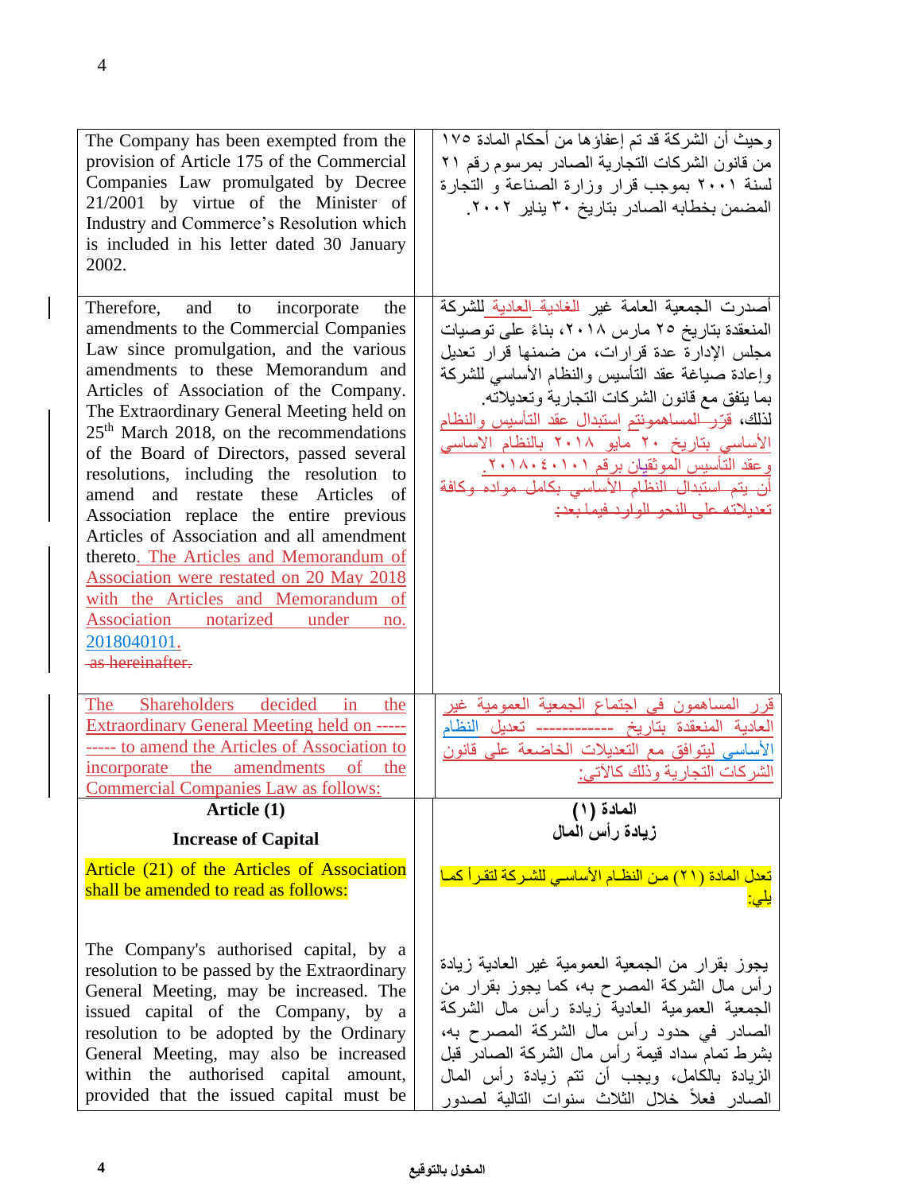| | |
|---|---|
| The Company has been exempted from the provision of Article 175 of the Commercial Companies Law promulgated by Decree 21/2001 by virtue of the Minister of Industry and Commerce's Resolution which is included in his letter dated 30 January 2002. | وحيث أن الشركة قد تم إعفاؤها من أحكام المادة ١٧٥ من قانون الشركات التجارية الصادر بمرسوم رقم ٢١ لسنة ٢٠٠١ بموجب قرار وزارة الصناعة و التجارة المضمن بخطابه الصادر بتاريخ ٣٠ يناير ٢٠٠٢. |
| Therefore, and to incorporate the amendments to the Commercial Companies Law since promulgation, and the various amendments to these Memorandum and Articles of Association of the Company. The Extraordinary General Meeting held on 25th March 2018, on the recommendations of the Board of Directors, passed several resolutions, including the resolution to amend and restate these Articles of Association replace the entire previous Articles of Association and all amendment thereto. The Articles and Memorandum of Association were restated on 20 May 2018 with the Articles and Memorandum of Association notarized under no. 2018040101. ~~as hereinafter.~~ | أصدرت الجمعية العامة غير ~~الغادية~~ العادية للشركة المنعقدة بتاريخ ٢٥ مارس ٢٠١٨، بناءً على توصيات مجلس الإدارة عدة قرارات، من ضمنها قرار تعديل وإعادة صياغة عقد التأسيس والنظام الأساسي للشركة بما يتفق مع قانون الشركات التجارية وتعديلاته. لذلك، ~~قرّر المساهمون~~تم استبدال عقد التأسيس والنظام الأساسي بتاريخ ٢٠ مايو ٢٠١٨ بالنظام الاساسي وعقد التأسيس الموثقيان برقم ٢٠١٨٠٤٠١٠١. ~~أن يتم استبدال النظام الأساسي بكامل مواده وكافة تعديلاته على النحو الوارد فيما بعد:~~ |
| The Shareholders decided in the Extraordinary General Meeting held on ---------- to amend the Articles of Association to incorporate the amendments of the Commercial Companies Law as follows: | قرر المساهمون في اجتماع الجمعية العمومية غير العادية المنعقدة بتاريخ ------------ تعديل النظام الأساسي ليتوافق مع التعديلات الخاضعة على قانون الشركات التجارية وذلك كالآتي: |
| **Article (1)** | **المادة (١)** |
| **Increase of Capital** | **زيادة رأس المال** |
| Article (21) of the Articles of Association shall be amended to read as follows: | تعدل المادة (٢١) من النظام الأساسي للشركة لتقرأ كما يلي: |
| The Company's authorised capital, by a resolution to be passed by the Extraordinary General Meeting, may be increased. The issued capital of the Company, by a resolution to be adopted by the Ordinary General Meeting, may also be increased within the authorised capital amount, provided that the issued capital must be | يجوز بقرار من الجمعية العمومية غير العادية زيادة رأس مال الشركة المصرح به، كما يجوز بقرار من الجمعية العمومية العادية زيادة رأس مال الشركة الصادر في حدود رأس مال الشركة المصرح به، بشرط تمام سداد قيمة رأس مال الشركة الصادر قبل الزيادة بالكامل، ويجب أن تتم زيادة رأس المال الصادر فعلاً خلال الثلاث سنوات التالية لصدور |

المخول بالتوقيع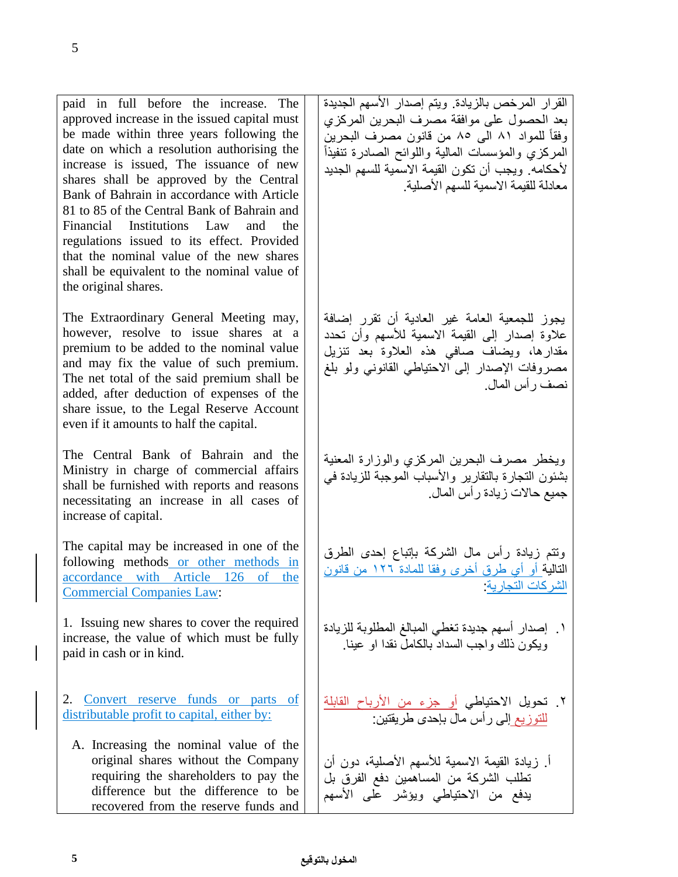| | |
|---|---|
| paid in full before the increase. The approved increase in the issued capital must be made within three years following the date on which a resolution authorising the increase is issued, The issuance of new shares shall be approved by the Central Bank of Bahrain in accordance with Article 81 to 85 of the Central Bank of Bahrain and Financial Institutions Law and the regulations issued to its effect. Provided that the nominal value of the new shares shall be equivalent to the nominal value of the original shares. | القرار المرخص بالزيادة. ويتم إصدار الأسهم الجديدة بعد الحصول على موافقة مصرف البحرين المركزي وفقاً للمواد ٨١ الى ٨٥ من قانون مصرف البحرين المركزي والمؤسسات المالية واللوائح الصادرة تنفيذاً لأحكامه. ويجب أن تكون القيمة الاسمية للسهم الجديد معادلة للقيمة الاسمية للسهم الأصلية. |
| The Extraordinary General Meeting may, however, resolve to issue shares at a premium to be added to the nominal value and may fix the value of such premium. The net total of the said premium shall be added, after deduction of expenses of the share issue, to the Legal Reserve Account even if it amounts to half the capital. | يجوز للجمعية العامة غير العادية أن تقرر إضافة علاوة إصدار إلى القيمة الاسمية للأسهم وأن تحدد مقدارها، ويضاف صافي هذه العلاوة بعد تنزيل مصروفات الإصدار إلى الاحتياطي القانوني ولو بلغ نصف رأس المال. |
| The Central Bank of Bahrain and the Ministry in charge of commercial affairs shall be furnished with reports and reasons necessitating an increase in all cases of increase of capital. | ويخطر مصرف البحرين المركزي والوزارة المعنية بشئون التجارة بالتقارير والأسباب الموجبة للزيادة في جميع حالات زيادة رأس المال. |
| The capital may be increased in one of the following methods or other methods in accordance with Article 126 of the Commercial Companies Law: | وتتم زيادة رأس مال الشركة بإتباع إحدى الطرق التالية أو أي طرق أخرى وفقا للمادة ١٢٦ من قانون الشركات التجارية: |
| 1. Issuing new shares to cover the required increase, the value of which must be fully paid in cash or in kind. | ١. إصدار أسهم جديدة تغطي المبالغ المطلوبة للزيادة ويكون ذلك واجب السداد بالكامل نقدا او عينا. |
| 2. Convert reserve funds or parts of distributable profit to capital, either by: | ٢. تحويل الاحتياطي أو جزء من الأرباح القابلة للتوزيع إلى رأس مال بإحدى طريقتين: |
| A. Increasing the nominal value of the original shares without the Company requiring the shareholders to pay the difference but the difference to be recovered from the reserve funds and | أ. زيادة القيمة الاسمية للأسهم الأصلية، دون أن تطلب الشركة من المساهمين دفع الفرق بل يدفع من الاحتياطي ويؤشر على الأسهم |

المخول بالتوقيع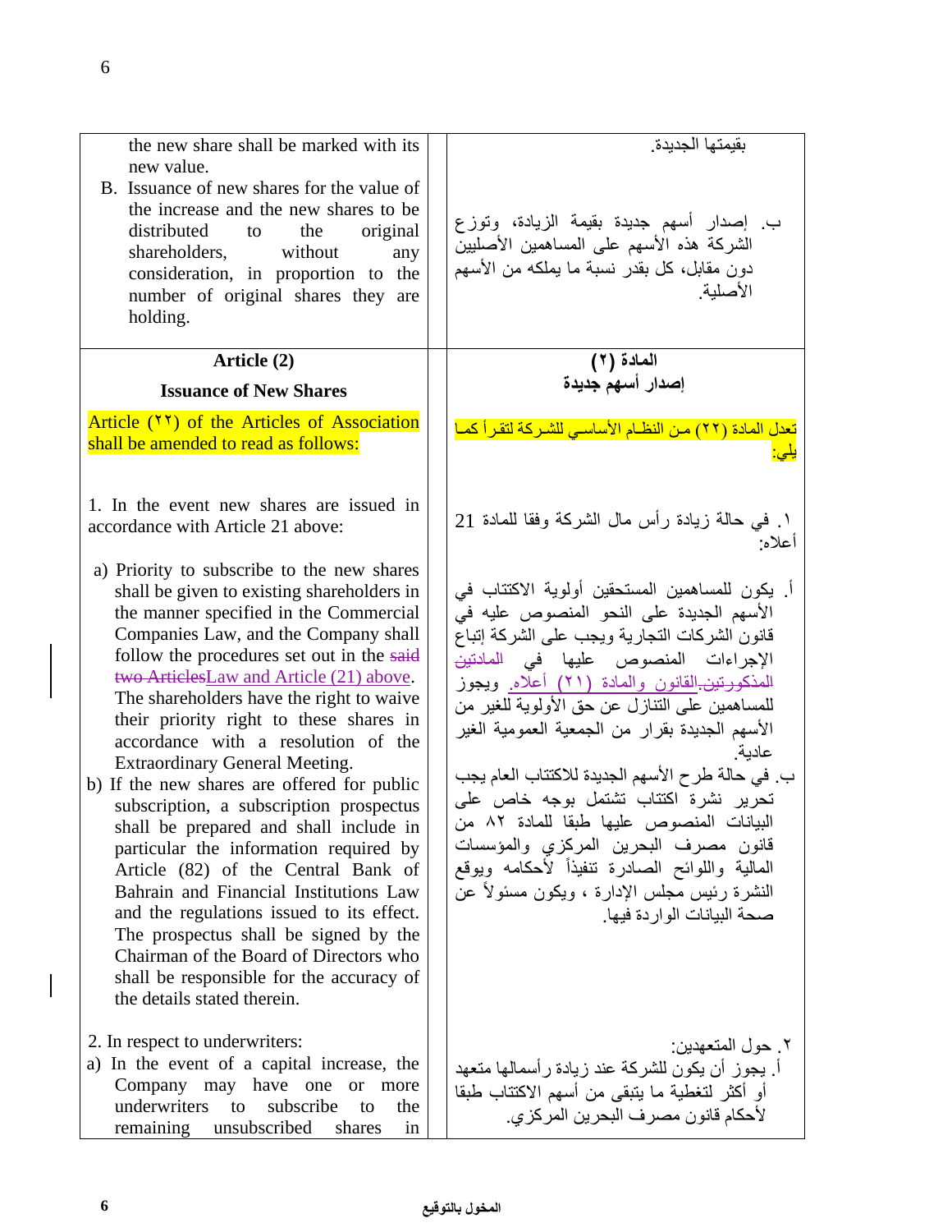| | |
|---|---|
| the new share shall be marked with its new value.<br>B. Issuance of new shares for the value of the increase and the new shares to be distributed to the original shareholders, without any consideration, in proportion to the number of original shares they are holding. | بقيمتها الجديدة.<br>ب. إصدار أسهم جديدة بقيمة الزيادة، وتوزع الشركة هذه الأسهم على المساهمين الأصليين دون مقابل، كل بقدر نسبة ما يملكه من الأسهم الأصلية. |
| **Article (2)**<br>**Issuance of New Shares**<br><br>Article (٢٢) of the Articles of Association shall be amended to read as follows:<br><br>1. In the event new shares are issued in accordance with Article 21 above:<br><br>a) Priority to subscribe to the new shares shall be given to existing shareholders in the manner specified in the Commercial Companies Law, and the Company shall follow the procedures set out in the ~~said two Articles~~Law and Article (21) above. The shareholders have the right to waive their priority right to these shares in accordance with a resolution of the Extraordinary General Meeting.<br>b) If the new shares are offered for public subscription, a subscription prospectus shall be prepared and shall include in particular the information required by Article (82) of the Central Bank of Bahrain and Financial Institutions Law and the regulations issued to its effect. The prospectus shall be signed by the Chairman of the Board of Directors who shall be responsible for the accuracy of the details stated therein.<br><br>2. In respect to underwriters:<br>a) In the event of a capital increase, the Company may have one or more underwriters to subscribe to the remaining unsubscribed shares in | **المادة (٢)**<br>**إصدار أسهم جديدة**<br><br>تعدل المادة (٢٢) من النظام الأساسي للشركة لتقرأ كما يلي:<br><br>١. في حالة زيادة رأس مال الشركة وفقا للمادة 21 أعلاه:<br><br>أ. يكون للمساهمين المستحقين أولوية الاكتتاب في الأسهم الجديدة على النحو المنصوص عليه في قانون الشركات التجارية ويجب على الشركة إتباع الإجراءات المنصوص عليها في ~~المادتين المذكورتين~~ القانون والمادة (٢١) أعلاه. ويجوز للمساهمين على التنازل عن حق الأولوية للغير من الأسهم الجديدة بقرار من الجمعية العمومية الغير عادية.<br>ب. في حالة طرح الأسهم الجديدة للاكتتاب العام يجب تحرير نشرة اكتتاب تشتمل بوجه خاص على البيانات المنصوص عليها طبقا للمادة ٨٢ من قانون مصرف البحرين المركزي والمؤسسات المالية واللوائح الصادرة تنفيذاً لأحكامه ويوقع النشرة رئيس مجلس الإدارة ، ويكون مسئولاً عن صحة البيانات الواردة فيها.<br><br>٢. حول المتعهدين:<br>أ. يجوز أن يكون للشركة عند زيادة رأسمالها متعهد أو أكثر لتغطية ما يتبقى من أسهم الاكتتاب طبقا لأحكام قانون مصرف البحرين المركزي. |

المخول بالتوقيع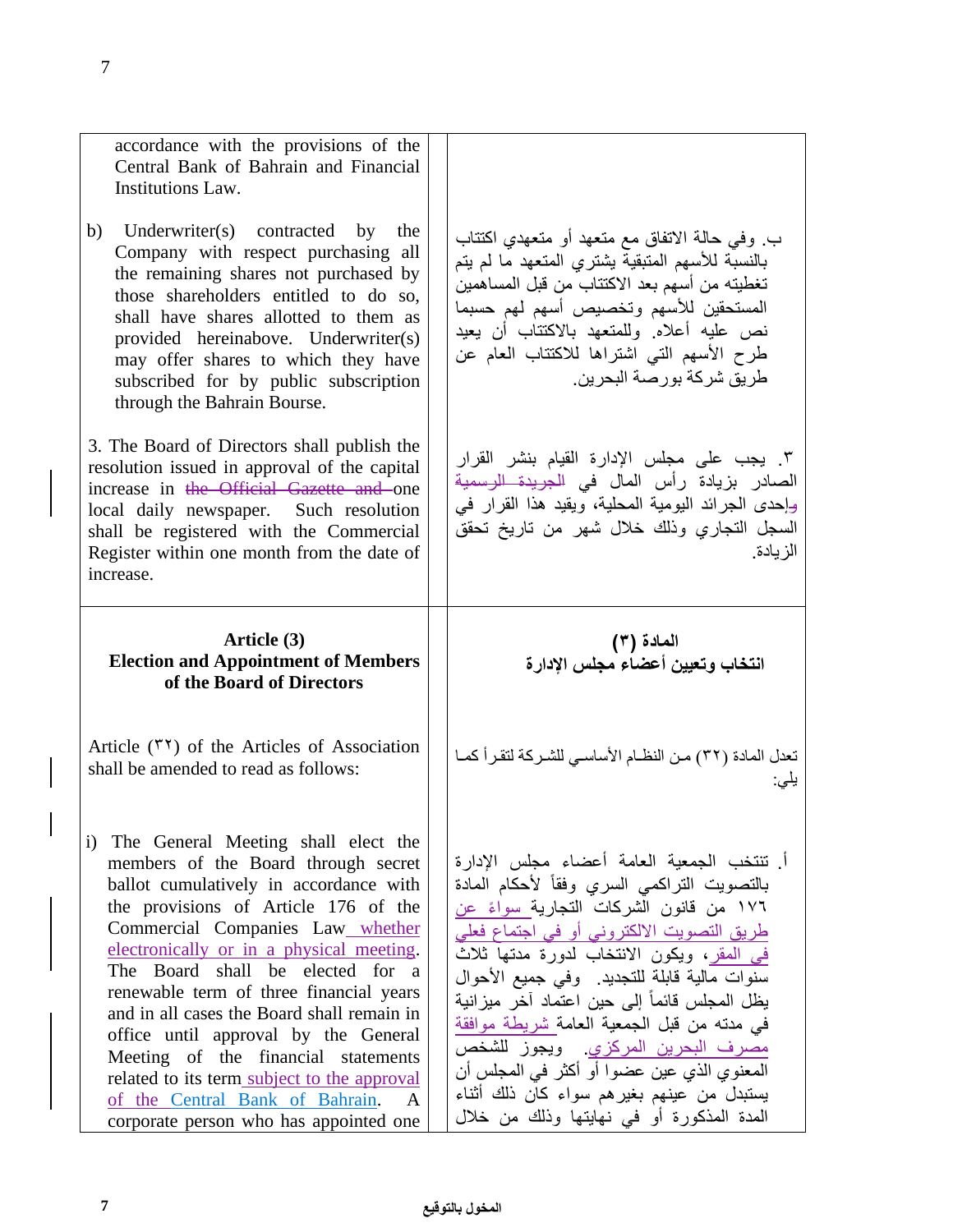| | |
|---|---|
| accordance with the provisions of the Central Bank of Bahrain and Financial Institutions Law. | |
| b) Underwriter(s) contracted by the Company with respect purchasing all the remaining shares not purchased by those shareholders entitled to do so, shall have shares allotted to them as provided hereinabove. Underwriter(s) may offer shares to which they have subscribed for by public subscription through the Bahrain Bourse. | ب. وفي حالة الاتفاق مع متعهد أو متعهدي اكتتاب بالنسبة للأسهم المتبقية يشتري المتعهد ما لم يتم تغطيته من أسهم بعد الاكتتاب من قبل المساهمين المستحقين للأسهم وتخصيص أسهم لهم حسبما نص عليه أعلاه. وللمتعهد بالاكتتاب أن يعيد طرح الأسهم التي اشتراها للاكتتاب العام عن طريق شركة بورصة البحرين. |
| 3. The Board of Directors shall publish the resolution issued in approval of the capital increase in ~~the Official Gazette and~~ one local daily newspaper. Such resolution shall be registered with the Commercial Register within one month from the date of increase. | ٣. يجب على مجلس الإدارة القيام بنشر القرار الصادر بزيادة رأس المال في ~~الجريدة الرسمية و~~إحدى الجرائد اليومية المحلية، ويقيد هذا القرار في السجل التجاري وذلك خلال شهر من تاريخ تحقق الزيادة. |
| **Article (3)**<br>**Election and Appointment of Members of the Board of Directors** | **المادة (٣)**<br>**انتخاب وتعيين أعضاء مجلس الإدارة** |
| Article (٣٢) of the Articles of Association shall be amended to read as follows: | تعدل المادة (٣٢) من النظام الأساسي للشركة لتقرأ كما يلي: |
| i) The General Meeting shall elect the members of the Board through secret ballot cumulatively in accordance with the provisions of Article 176 of the Commercial Companies Law whether electronically or in a physical meeting. The Board shall be elected for a renewable term of three financial years and in all cases the Board shall remain in office until approval by the General Meeting of the financial statements related to its term subject to the approval of the Central Bank of Bahrain. A corporate person who has appointed one | أ. تنتخب الجمعية العامة أعضاء مجلس الإدارة بالتصويت التراكمي السري وفقاً لأحكام المادة ١٧٦ من قانون الشركات التجارية سواءً عن طريق التصويت الالكتروني أو في اجتماع فعلي في المقر، ويكون الانتخاب لدورة مدتها ثلاث سنوات مالية قابلة للتجديد. وفي جميع الأحوال يظل المجلس قائماً إلى حين اعتماد آخر ميزانية في مدته من قبل الجمعية العامة شريطة موافقة مصرف البحرين المركزي. ويجوز للشخص المعنوي الذي عين عضوا أو أكثر في المجلس أن يستبدل من عينهم بغيرهم سواء كان ذلك أثناء المدة المذكورة أو في نهايتها وذلك من خلال |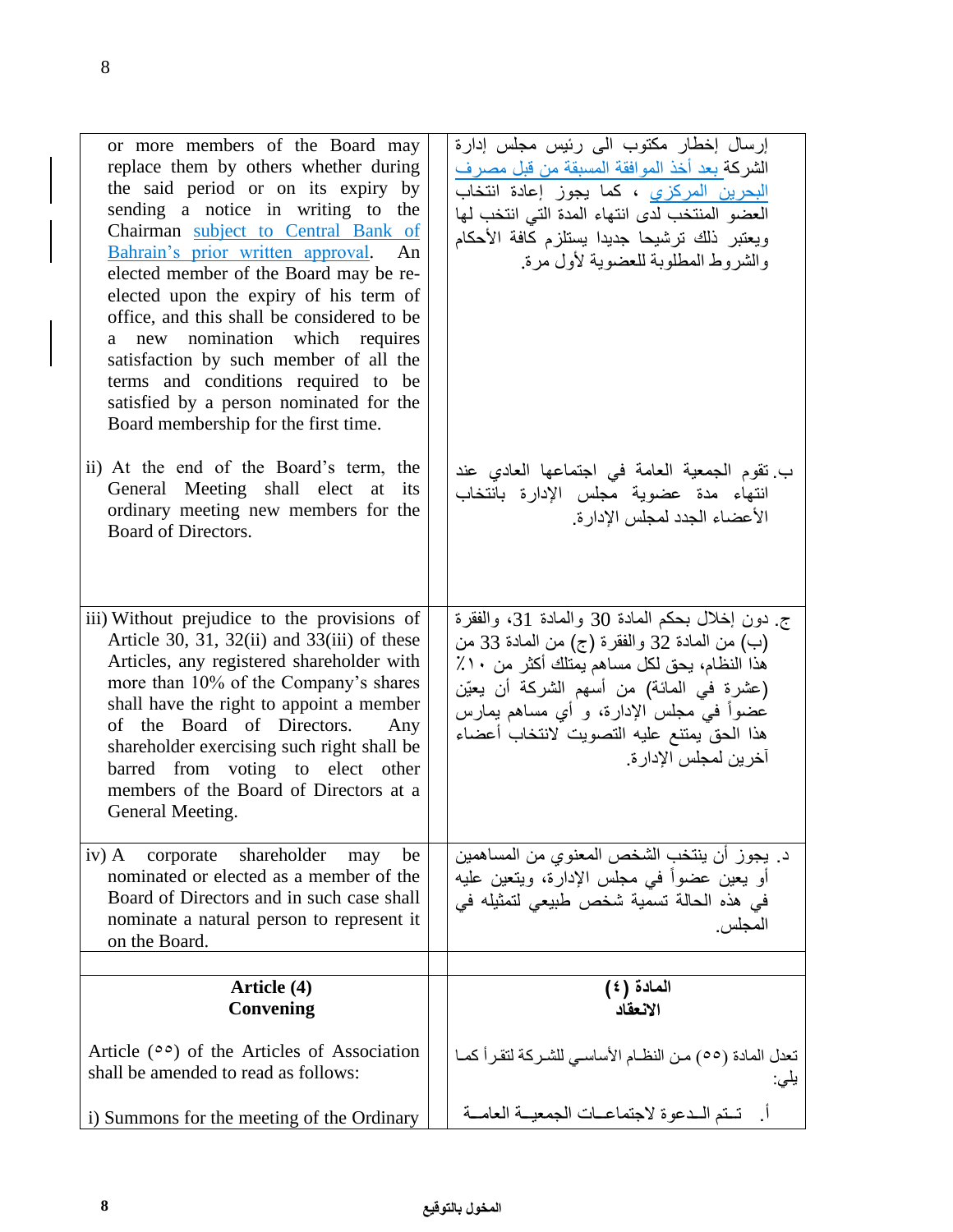| | |
|---|---|
| or more members of the Board may replace them by others whether during the said period or on its expiry by sending a notice in writing to the Chairman subject to Central Bank of Bahrain's prior written approval. An elected member of the Board may be re-elected upon the expiry of his term of office, and this shall be considered to be a new nomination which requires satisfaction by such member of all the terms and conditions required to be satisfied by a person nominated for the Board membership for the first time. | إرسال إخطار مكتوب الى رئيس مجلس إدارة الشركة بعد أخذ الموافقة المسبقة من قبل مصرف البحرين المركزي ، كما يجوز إعادة انتخاب العضو المنتخب لدى انتهاء المدة التي انتخب لها ويعتبر ذلك ترشيحا جديدا يستلزم كافة الأحكام والشروط المطلوبة للعضوية لأول مرة. |
| ii) At the end of the Board's term, the General Meeting shall elect at its ordinary meeting new members for the Board of Directors. | ب. تقوم الجمعية العامة في اجتماعها العادي عند انتهاء مدة عضوية مجلس الإدارة بانتخاب الأعضاء الجدد لمجلس الإدارة. |
| iii) Without prejudice to the provisions of Article 30, 31, 32(ii) and 33(iii) of these Articles, any registered shareholder with more than 10% of the Company's shares shall have the right to appoint a member of the Board of Directors. Any shareholder exercising such right shall be barred from voting to elect other members of the Board of Directors at a General Meeting. | ج. دون إخلال بحكم المادة 30 والمادة 31، والفقرة (ب) من المادة 32 والفقرة (ج) من المادة 33 من هذا النظام، يحق لكل مساهم يمتلك أكثر من ١٠٪ (عشرة في المائة) من أسهم الشركة أن يعيّن عضواً في مجلس الإدارة، و أي مساهم يمارس هذا الحق يمتنع عليه التصويت لانتخاب أعضاء آخرين لمجلس الإدارة. |
| iv) A corporate shareholder may be nominated or elected as a member of the Board of Directors and in such case shall nominate a natural person to represent it on the Board. | د. يجوز أن ينتخب الشخص المعنوي من المساهمين أو يعين عضواً في مجلس الإدارة، ويتعين عليه في هذه الحالة تسمية شخص طبيعي لتمثيله في المجلس. |
| | |
| **Article (4)**<br>**Convening** | **المادة (٤)**<br>**الانعقاد** |
| Article (٥٥) of the Articles of Association shall be amended to read as follows: | تعدل المادة (٥٥) من النظام الأساسي للشركة لتقرأ كما يلي: |
| i) Summons for the meeting of the Ordinary | أ. تتم الدعوة لاجتماعات الجمعية العامة |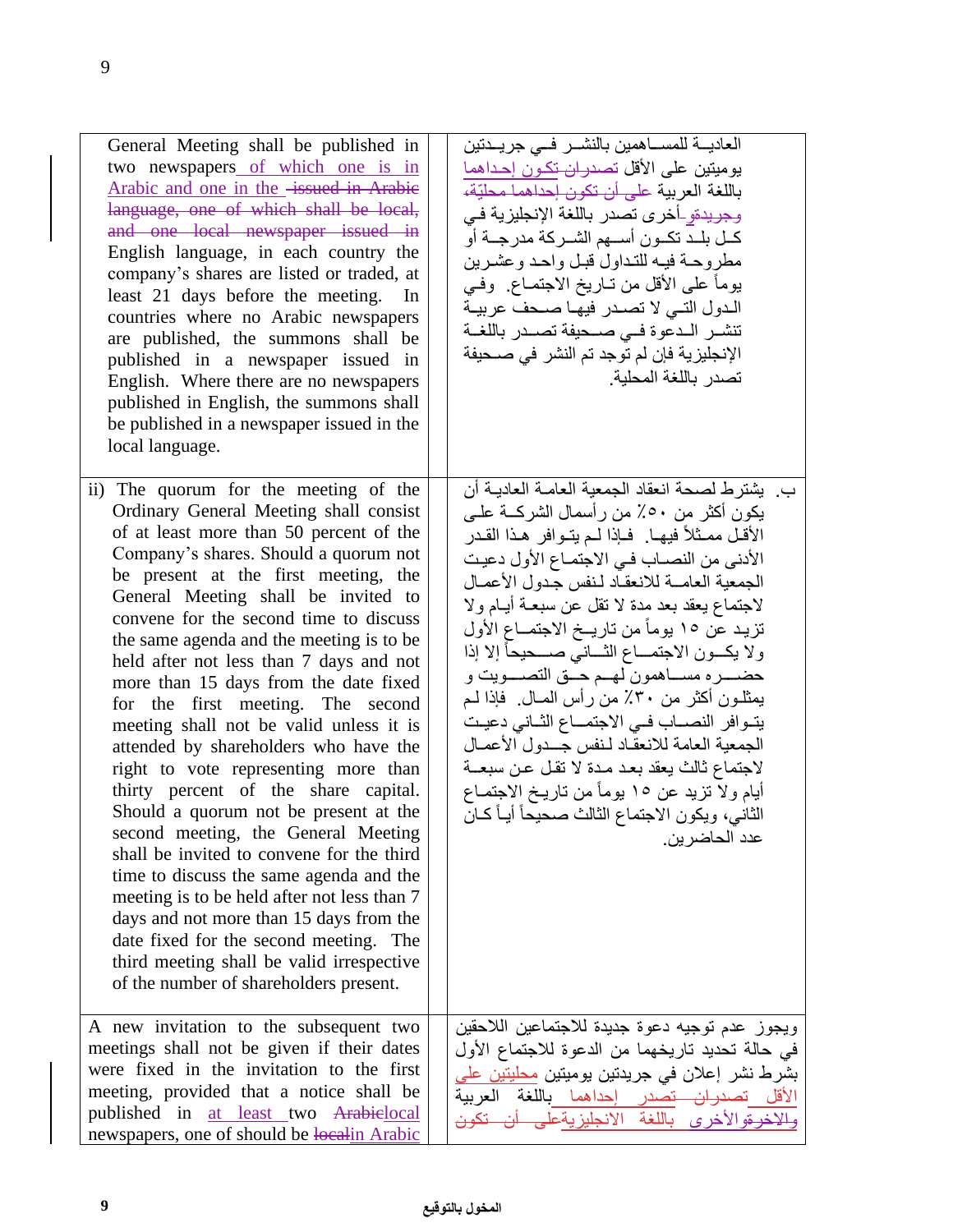| General Meeting shall be published in two newspapers of which one is in Arabic and one in the ~~issued in Arabic language, one of which shall be local, and one local newspaper issued in~~ English language, in each country the company's shares are listed or traded, at least 21 days before the meeting. In countries where no Arabic newspapers are published, the summons shall be published in a newspaper issued in English. Where there are no newspapers published in English, the summons shall be published in a newspaper issued in the local language. | العاديــة للمســاهمين بالنشــر فــي جريــدتين يوميتين على الأقل ~~تصدران~~ تكون إحداهما باللغة العربية ~~على أن تكون إحداهما محليّة، وجريدةو~~ أخرى تصدر باللغة الإنجليزية فـي كـل بلـد تكـون أسـهم الشـركة مدرجـة أو مطروحـة فيـه للتـداول قبـل واحـد وعشـرين يوماً على الأقل من تـاريخ الاجتمـاع. وفـي الـدول التـي لا تصـدر فيهـا صـحف عربيـة تنشـر الـدعوة فـي صـحيفة تصـدر باللغـة الإنجليزية فإن لم توجد تم النشر في صـحيفة تصدر باللغة المحلية. |
|---|---|
| ii) The quorum for the meeting of the Ordinary General Meeting shall consist of at least more than 50 percent of the Company's shares. Should a quorum not be present at the first meeting, the General Meeting shall be invited to convene for the second time to discuss the same agenda and the meeting is to be held after not less than 7 days and not more than 15 days from the date fixed for the first meeting. The second meeting shall not be valid unless it is attended by shareholders who have the right to vote representing more than thirty percent of the share capital. Should a quorum not be present at the second meeting, the General Meeting shall be invited to convene for the third time to discuss the same agenda and the meeting is to be held after not less than 7 days and not more than 15 days from the date fixed for the second meeting. The third meeting shall be valid irrespective of the number of shareholders present. | ب. يشترط لصحة انعقاد الجمعية العامـة العاديـة أن يكون أكثر من ٥٠٪ من رأسمال الشركـة علـى الأقـل ممـثلاً فيهـا. فـإذا لـم يتـوافر هـذا القـدر الأدنى من النصـاب فـي الاجتمـاع الأول دعيـت الجمعية العامـة للانعقـاد لـنفس جـدول الأعمـال لاجتماع يعقد بعد مدة لا تقل عن سبعـة أيـام ولا تزيـد عن ١٥ يوماً من تاريـخ الاجتمــاع الأول ولا يكــون الاجتمــاع الثــاني صــحيحاً إلا إذا حضـــره مســاهمون لهــم حــق التصــويت و يمثلـون أكثر من ٣٠٪ من رأس المـال. فإذا لـم يتـوافر النصـاب فـي الاجتمــاع الثـاني دعيـت الجمعية العامة للانعقـاد لـنفس جــدول الأعمـال لاجتماع ثالث يعقد بعـد مـدة لا تقل عـن سبعـة أيام ولا تزيد عن ١٥ يوماً من تاريـخ الاجتمـاع الثاني، ويكون الاجتماع الثالث صحيحاً أيـاً كـان عدد الحاضرين. |
| A new invitation to the subsequent two meetings shall not be given if their dates were fixed in the invitation to the first meeting, provided that a notice shall be published in at least two ~~Arabic~~local newspapers, one of should be ~~local~~in Arabic | ويجوز عدم توجيه دعوة جديدة للاجتماعين اللاحقين في حالة تحديد تاريخهما من الدعوة للاجتماع الأول بشرط نشر إعلان في جريدتين يوميتين محليتين على الأقل ~~تصدران تصدر~~ إحداهما باللغة العربية ~~والاخرىو~~الأخرى باللغة الانجليزية~~على أن تكون~~ |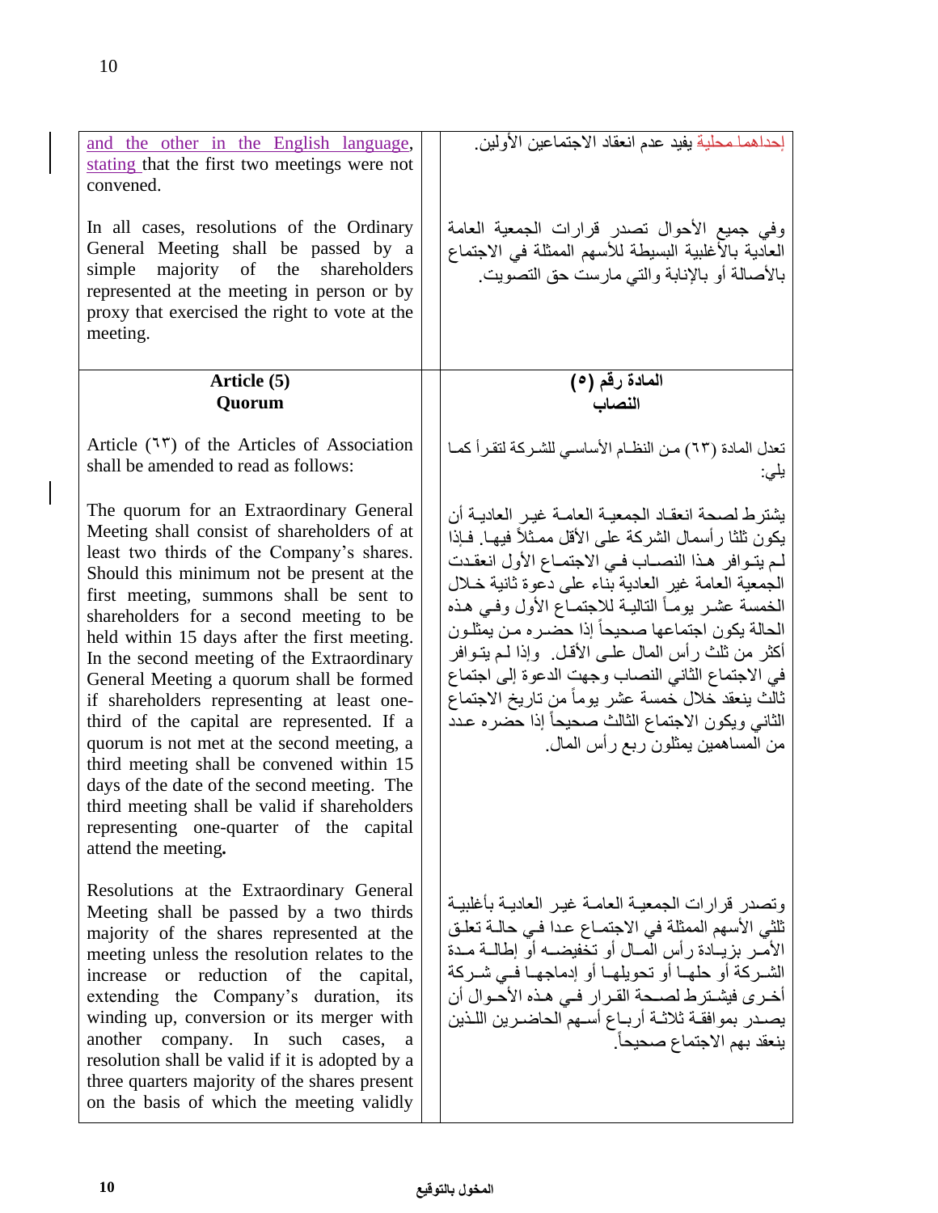| | |
|---|---|
| and the other in the English language, stating that the first two meetings were not convened.<br><br>In all cases, resolutions of the Ordinary General Meeting shall be passed by a simple majority of the shareholders represented at the meeting in person or by proxy that exercised the right to vote at the meeting. | إحداهما محلية يفيد عدم انعقاد الاجتماعين الأولين.<br><br>وفي جميع الأحوال تصدر قرارات الجمعية العامة العادية بالأغلبية البسيطة للأسهم الممثلة في الاجتماع بالأصالة أو بالإنابة والتي مارست حق التصويت. |
| **Article (5)**<br>**Quorum**<br><br>Article (٦٣) of the Articles of Association shall be amended to read as follows:<br><br>The quorum for an Extraordinary General Meeting shall consist of shareholders of at least two thirds of the Company's shares. Should this minimum not be present at the first meeting, summons shall be sent to shareholders for a second meeting to be held within 15 days after the first meeting. In the second meeting of the Extraordinary General Meeting a quorum shall be formed if shareholders representing at least one-third of the capital are represented. If a quorum is not met at the second meeting, a third meeting shall be convened within 15 days of the date of the second meeting. The third meeting shall be valid if shareholders representing one-quarter of the capital attend the meeting.<br><br>Resolutions at the Extraordinary General Meeting shall be passed by a two thirds majority of the shares represented at the meeting unless the resolution relates to the increase or reduction of the capital, extending the Company's duration, its winding up, conversion or its merger with another company. In such cases, a resolution shall be valid if it is adopted by a three quarters majority of the shares present on the basis of which the meeting validly | **المادة رقم (٥)**<br>**النصاب**<br><br>تعدل المادة (٦٣) من النظام الأساسي للشركة لتقرأ كما يلي:<br><br>يشترط لصحة انعقاد الجمعية العامة غير العادية أن يكون ثلثا رأسمال الشركة على الأقل ممثلاً فيها. فإذا لم يتوافر هذا النصاب في الاجتماع الأول انعقدت الجمعية العامة غير العادية بناء على دعوة ثانية خلال الخمسة عشر يوماً التالية للاجتماع الأول وفي هذه الحالة يكون اجتماعها صحيحاً إذا حضره من يمثلون أكثر من ثلث رأس المال على الأقل. وإذا لم يتوافر في الاجتماع الثاني النصاب وجهت الدعوة إلى اجتماع ثالث ينعقد خلال خمسة عشر يوماً من تاريخ الاجتماع الثاني ويكون الاجتماع الثالث صحيحاً إذا حضره عدد من المساهمين يمثلون ربع رأس المال.<br><br>وتصدر قرارات الجمعية العامة غير العادية بأغلبية ثلثي الأسهم الممثلة في الاجتماع عدا في حالة تعلق الأمر بزيادة رأس المال أو تخفيضه أو إطالة مدة الشركة أو حلها أو تحويلها أو إدماجها في شركة أخرى فيشترط لصحة القرار في هذه الأحوال أن يصدر بموافقة ثلاثة أرباع أسهم الحاضرين اللذين ينعقد بهم الاجتماع صحيحاً. |

المخول بالتوقيع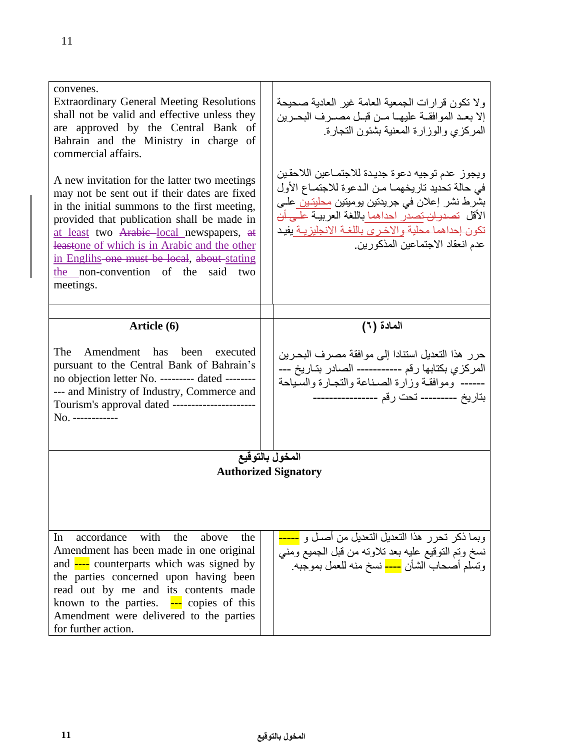| | |
|---|---|
| convenes.<br>Extraordinary General Meeting Resolutions shall not be valid and effective unless they are approved by the Central Bank of Bahrain and the Ministry in charge of commercial affairs.<br><br>A new invitation for the latter two meetings may not be sent out if their dates are fixed in the initial summons to the first meeting, provided that publication shall be made in at least two ~~Arabic~~ local newspapers, ~~at leastone~~ one of which is in Arabic and the other in Englihs ~~one must be local~~, ~~about~~ stating the non-convention of the said two meetings. | ولا تكون قرارات الجمعية العامة غير العادية صحيحة إلا بعد الموافقة عليها من قبل مصرف البحرين المركزي والوزارة المعنية بشئون التجارة.<br><br>ويجوز عدم توجيه دعوة جديدة للاجتماعين اللاحقين في حالة تحديد تاريخهما من الدعوة للاجتماع الأول بشرط نشر إعلان في جريدتين يوميتين محليتين على الأقل ~~تصدران~~ تصدر احداهما باللغة العربية ~~على أن تكون إحداهما محلية~~ والاخرى باللغة الانجليزية يفيد عدم انعقاد الاجتماعين المذكورين. |
| | |
| **Article (6)**<br><br>The Amendment has been executed pursuant to the Central Bank of Bahrain's no objection letter No. --------- dated ----------- and Ministry of Industry, Commerce and Tourism's approval dated --------------------- No. ------------ | **المادة (٦)**<br><br>حرر هذا التعديل استنادا إلى موافقة مصرف البحرين المركزي بكتابها رقم ----------- الصادر بتاريخ --- ------ وموافقة وزارة الصناعة والتجارة والسياحة بتاريخ --------- تحت رقم ---------------- |

**المخول بالتوقيع**

**Authorized Signatory**

| | |
|---|---|
| In accordance with the above the Amendment has been made in one original and ---- counterparts which was signed by the parties concerned upon having been read out by me and its contents made known to the parties. --- copies of this Amendment were delivered to the parties for further action. | وبما ذكر تحرر هذا التعديل التعديل من أصل و ----- نسخ وتم التوقيع عليه بعد تلاوته من قبل الجميع ومني وتسلم أصحاب الشأن ---- نسخ منه للعمل بموجبه. |